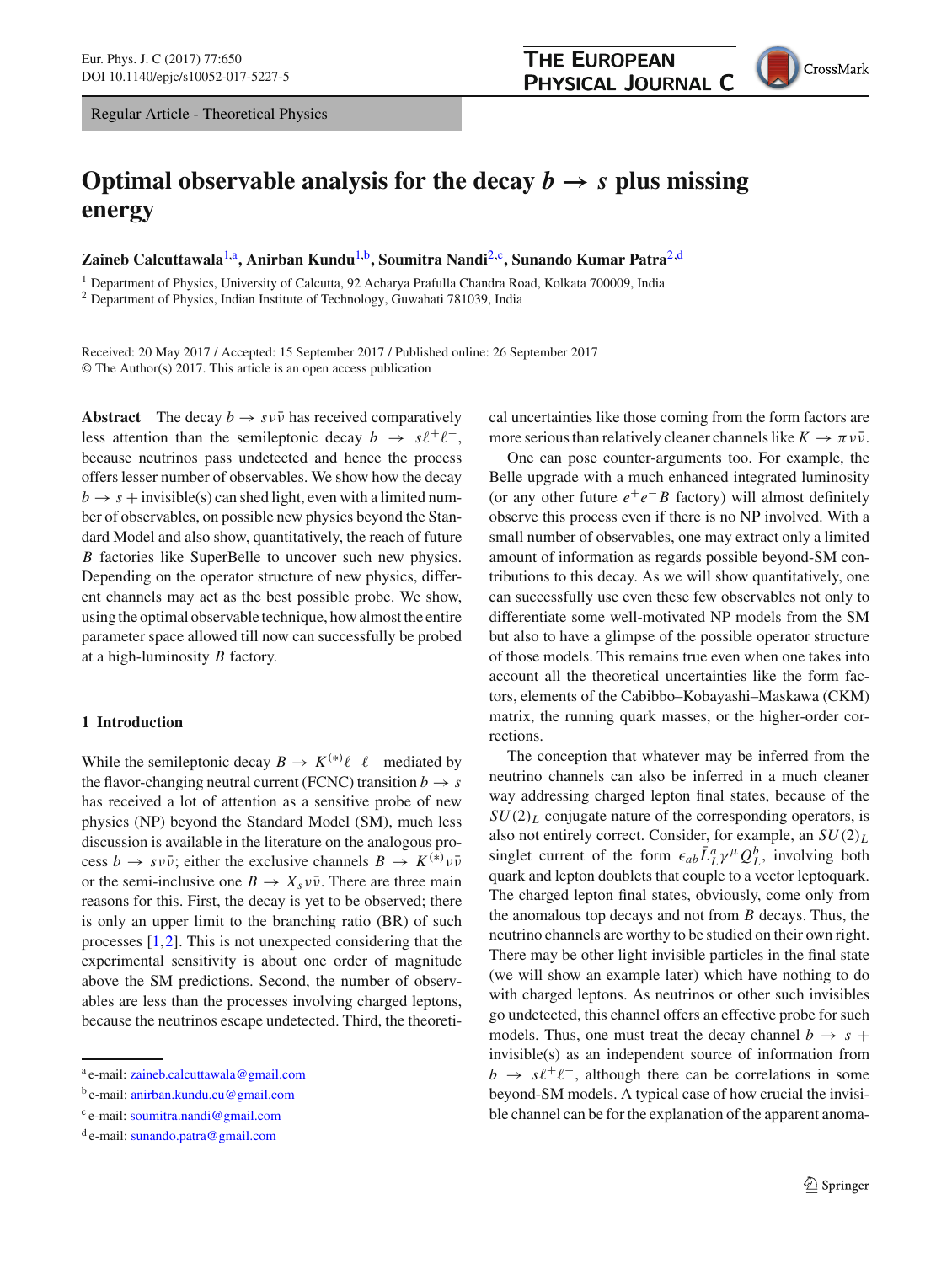Regular Article - Theoretical Physics

# Optimal observable analysis for the decay $b \to s$ plus missing energy

**Zaineb Calcuttawala**[1,a], **Anirban Kundu**[1,b], **Soumitra Nandi**[2,c], **Sunando Kumar Patra**[2,d]

[1] Department of Physics, University of Calcutta, 92 Acharya Prafulla Chandra Road, Kolkata 700009, India
[2] Department of Physics, Indian Institute of Technology, Guwahati 781039, India

Received: 20 May 2017 / Accepted: 15 September 2017 / Published online: 26 September 2017
© The Author(s) 2017. This article is an open access publication

**Abstract** The decay $b \to s\nu\bar{\nu}$ has received comparatively less attention than the semileptonic decay $b \to s\ell^+\ell^-$, because neutrinos pass undetected and hence the process offers lesser number of observables. We show how the decay $b \to s +$ invisible(s) can shed light, even with a limited number of observables, on possible new physics beyond the Standard Model and also show, quantitatively, the reach of future $B$ factories like SuperBelle to uncover such new physics. Depending on the operator structure of new physics, different channels may act as the best possible probe. We show, using the optimal observable technique, how almost the entire parameter space allowed till now can successfully be probed at a high-luminosity $B$ factory.

## 1 Introduction

While the semileptonic decay $B \to K^{(*)}\ell^+\ell^-$ mediated by the flavor-changing neutral current (FCNC) transition $b \to s$ has received a lot of attention as a sensitive probe of new physics (NP) beyond the Standard Model (SM), much less discussion is available in the literature on the analogous process $b \to s\nu\bar{\nu}$; either the exclusive channels $B \to K^{(*)}\nu\bar{\nu}$ or the semi-inclusive one $B \to X_s\nu\bar{\nu}$. There are three main reasons for this. First, the decay is yet to be observed; there is only an upper limit to the branching ratio (BR) of such processes [1,2]. This is not unexpected considering that the experimental sensitivity is about one order of magnitude above the SM predictions. Second, the number of observables are less than the processes involving charged leptons, because the neutrinos escape undetected. Third, the theoretical uncertainties like those coming from the form factors are more serious than relatively cleaner channels like $K \to \pi\nu\bar{\nu}$.

One can pose counter-arguments too. For example, the Belle upgrade with a much enhanced integrated luminosity (or any other future $e^+e^- B$ factory) will almost definitely observe this process even if there is no NP involved. With a small number of observables, one may extract only a limited amount of information as regards possible beyond-SM contributions to this decay. As we will show quantitatively, one can successfully use even these few observables not only to differentiate some well-motivated NP models from the SM but also to have a glimpse of the possible operator structure of those models. This remains true even when one takes into account all the theoretical uncertainties like the form factors, elements of the Cabibbo–Kobayashi–Maskawa (CKM) matrix, the running quark masses, or the higher-order corrections.

The conception that whatever may be inferred from the neutrino channels can also be inferred in a much cleaner way addressing charged lepton final states, because of the $SU(2)_L$ conjugate nature of the corresponding operators, is also not entirely correct. Consider, for example, an $SU(2)_L$ singlet current of the form $\epsilon_{ab}\bar{L}^a_L\gamma^\mu Q^b_L$, involving both quark and lepton doublets that couple to a vector leptoquark. The charged lepton final states, obviously, come only from the anomalous top decays and not from $B$ decays. Thus, the neutrino channels are worthy to be studied on their own right. There may be other light invisible particles in the final state (we will show an example later) which have nothing to do with charged leptons. As neutrinos or other such invisibles go undetected, this channel offers an effective probe for such models. Thus, one must treat the decay channel $b \to s +$ invisible(s) as an independent source of information from $b \to s\ell^+\ell^-$, although there can be correlations in some beyond-SM models. A typical case of how crucial the invisible channel can be for the explanation of the apparent anoma-

---
[a] e-mail: zaineb.calcuttawala@gmail.com
[b] e-mail: anirban.kundu.cu@gmail.com
[c] e-mail: soumitra.nandi@gmail.com
[d] e-mail: sunando.patra@gmail.com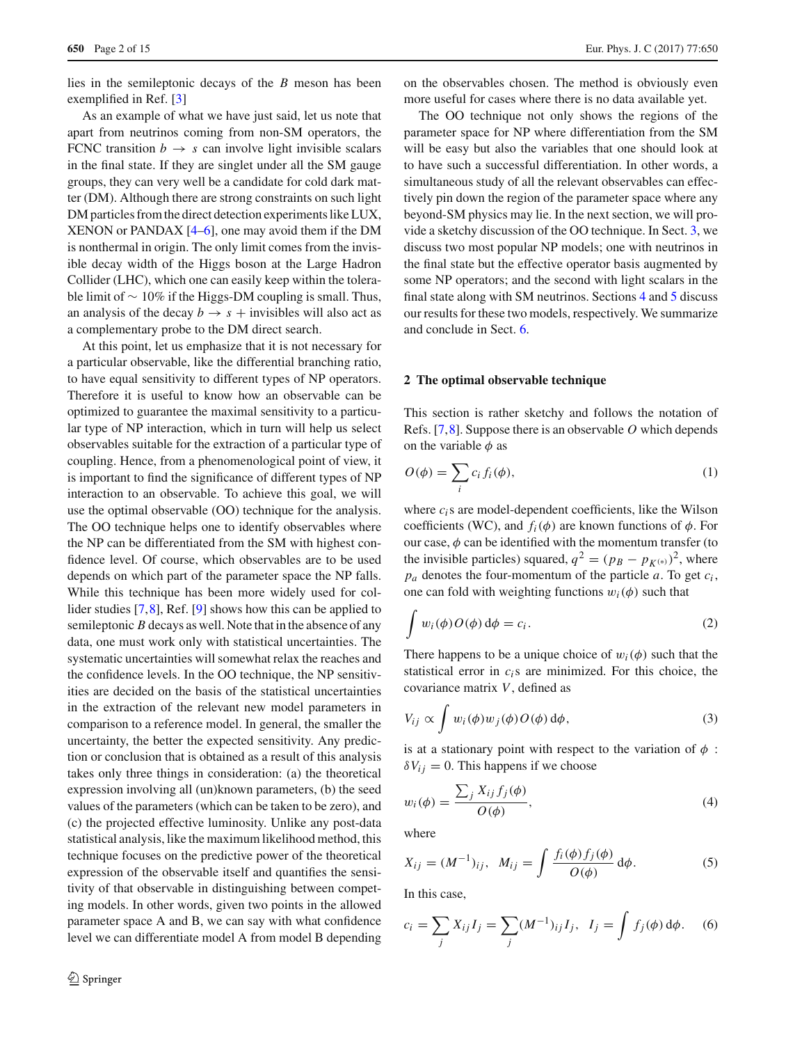lies in the semileptonic decays of the $B$ meson has been exemplified in Ref. [3]

As an example of what we have just said, let us note that apart from neutrinos coming from non-SM operators, the FCNC transition $b \to s$ can involve light invisible scalars in the final state. If they are singlet under all the SM gauge groups, they can very well be a candidate for cold dark matter (DM). Although there are strong constraints on such light DM particles from the direct detection experiments like LUX, XENON or PANDAX [4–6], one may avoid them if the DM is nonthermal in origin. The only limit comes from the invisible decay width of the Higgs boson at the Large Hadron Collider (LHC), which one can easily keep within the tolerable limit of $\sim 10\%$ if the Higgs-DM coupling is small. Thus, an analysis of the decay $b \to s$ + invisibles will also act as a complementary probe to the DM direct search.

At this point, let us emphasize that it is not necessary for a particular observable, like the differential branching ratio, to have equal sensitivity to different types of NP operators. Therefore it is useful to know how an observable can be optimized to guarantee the maximal sensitivity to a particular type of NP interaction, which in turn will help us select observables suitable for the extraction of a particular type of coupling. Hence, from a phenomenological point of view, it is important to find the significance of different types of NP interaction to an observable. To achieve this goal, we will use the optimal observable (OO) technique for the analysis. The OO technique helps one to identify observables where the NP can be differentiated from the SM with highest confidence level. Of course, which observables are to be used depends on which part of the parameter space the NP falls. While this technique has been more widely used for collider studies [7,8], Ref. [9] shows how this can be applied to semileptonic $B$ decays as well. Note that in the absence of any data, one must work only with statistical uncertainties. The systematic uncertainties will somewhat relax the reaches and the confidence levels. In the OO technique, the NP sensitivities are decided on the basis of the statistical uncertainties in the extraction of the relevant new model parameters in comparison to a reference model. In general, the smaller the uncertainty, the better the expected sensitivity. Any prediction or conclusion that is obtained as a result of this analysis takes only three things in consideration: (a) the theoretical expression involving all (un)known parameters, (b) the seed values of the parameters (which can be taken to be zero), and (c) the projected effective luminosity. Unlike any post-data statistical analysis, like the maximum likelihood method, this technique focuses on the predictive power of the theoretical expression of the observable itself and quantifies the sensitivity of that observable in distinguishing between competing models. In other words, given two points in the allowed parameter space A and B, we can say with what confidence level we can differentiate model A from model B depending on the observables chosen. The method is obviously even more useful for cases where there is no data available yet.

The OO technique not only shows the regions of the parameter space for NP where differentiation from the SM will be easy but also the variables that one should look at to have such a successful differentiation. In other words, a simultaneous study of all the relevant observables can effectively pin down the region of the parameter space where any beyond-SM physics may lie. In the next section, we will provide a sketchy discussion of the OO technique. In Sect. 3, we discuss two most popular NP models; one with neutrinos in the final state but the effective operator basis augmented by some NP operators; and the second with light scalars in the final state along with SM neutrinos. Sections 4 and 5 discuss our results for these two models, respectively. We summarize and conclude in Sect. 6.

## 2 The optimal observable technique

This section is rather sketchy and follows the notation of Refs. [7,8]. Suppose there is an observable $O$ which depends on the variable $\phi$ as

$$O(\phi) = \sum_i c_i f_i(\phi), \tag{1}$$

where $c_i$s are model-dependent coefficients, like the Wilson coefficients (WC), and $f_i(\phi)$ are known functions of $\phi$. For our case, $\phi$ can be identified with the momentum transfer (to the invisible particles) squared, $q^2 = (p_B - p_{K^{(*)}})^2$, where $p_a$ denotes the four-momentum of the particle $a$. To get $c_i$, one can fold with weighting functions $w_i(\phi)$ such that

$$\int w_i(\phi) O(\phi)\, \mathrm{d}\phi = c_i. \tag{2}$$

There happens to be a unique choice of $w_i(\phi)$ such that the statistical error in $c_i$s are minimized. For this choice, the covariance matrix $V$, defined as

$$V_{ij} \propto \int w_i(\phi) w_j(\phi) O(\phi)\, \mathrm{d}\phi, \tag{3}$$

is at a stationary point with respect to the variation of $\phi$ : $\delta V_{ij} = 0$. This happens if we choose

$$w_i(\phi) = \frac{\sum_j X_{ij} f_j(\phi)}{O(\phi)}, \tag{4}$$

where

$$X_{ij} = (M^{-1})_{ij}, \quad M_{ij} = \int \frac{f_i(\phi) f_j(\phi)}{O(\phi)}\, \mathrm{d}\phi. \tag{5}$$

In this case,

$$c_i = \sum_j X_{ij} I_j = \sum_j (M^{-1})_{ij} I_j, \quad I_j = \int f_j(\phi)\, \mathrm{d}\phi. \tag{6}$$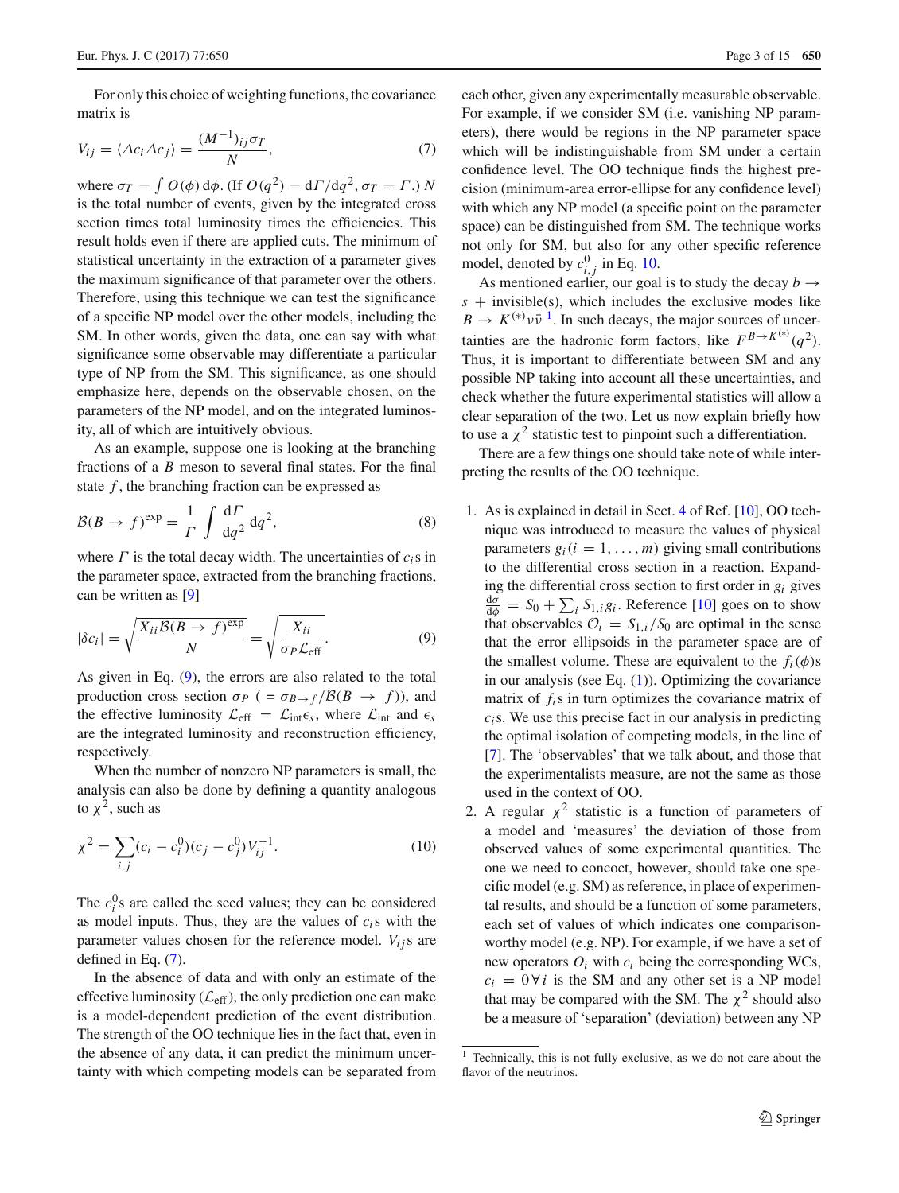For only this choice of weighting functions, the covariance matrix is

$$V_{ij} = \langle \Delta c_i \Delta c_j \rangle = \frac{(M^{-1})_{ij} \sigma_T}{N}, \tag{7}$$

where $\sigma_T = \int O(\phi)\, \mathrm{d}\phi$. (If $O(q^2) = \mathrm{d}\Gamma/\mathrm{d}q^2$, $\sigma_T = \Gamma$.) $N$ is the total number of events, given by the integrated cross section times total luminosity times the efficiencies. This result holds even if there are applied cuts. The minimum of statistical uncertainty in the extraction of a parameter gives the maximum significance of that parameter over the others. Therefore, using this technique we can test the significance of a specific NP model over the other models, including the SM. In other words, given the data, one can say with what significance some observable may differentiate a particular type of NP from the SM. This significance, as one should emphasize here, depends on the observable chosen, on the parameters of the NP model, and on the integrated luminosity, all of which are intuitively obvious.

As an example, suppose one is looking at the branching fractions of a $B$ meson to several final states. For the final state $f$, the branching fraction can be expressed as

$$\mathcal{B}(B \to f)^{\exp} = \frac{1}{\Gamma} \int \frac{\mathrm{d}\Gamma}{\mathrm{d}q^2}\, \mathrm{d}q^2, \tag{8}$$

where $\Gamma$ is the total decay width. The uncertainties of $c_i$s in the parameter space, extracted from the branching fractions, can be written as [9]

$$|\delta c_i| = \sqrt{\frac{X_{ii} \mathcal{B}(B \to f)^{\exp}}{N}} = \sqrt{\frac{X_{ii}}{\sigma_P \mathcal{L}_{\rm eff}}}. \tag{9}$$

As given in Eq. (9), the errors are also related to the total production cross section $\sigma_P$ ( $= \sigma_{B\to f}/\mathcal{B}(B \to f)$), and the effective luminosity $\mathcal{L}_{\rm eff} = \mathcal{L}_{\rm int}\epsilon_s$, where $\mathcal{L}_{\rm int}$ and $\epsilon_s$ are the integrated luminosity and reconstruction efficiency, respectively.

When the number of nonzero NP parameters is small, the analysis can also be done by defining a quantity analogous to $\chi^2$, such as

$$\chi^2 = \sum_{i,j} (c_i - c_i^0)(c_j - c_j^0) V_{ij}^{-1}. \tag{10}$$

The $c_i^0$s are called the seed values; they can be considered as model inputs. Thus, they are the values of $c_i$s with the parameter values chosen for the reference model. $V_{ij}$s are defined in Eq. (7).

In the absence of data and with only an estimate of the effective luminosity ($\mathcal{L}_{\rm eff}$), the only prediction one can make is a model-dependent prediction of the event distribution. The strength of the OO technique lies in the fact that, even in the absence of any data, it can predict the minimum uncertainty with which competing models can be separated from each other, given any experimentally measurable observable. For example, if we consider SM (i.e. vanishing NP parameters), there would be regions in the NP parameter space which will be indistinguishable from SM under a certain confidence level. The OO technique finds the highest precision (minimum-area error-ellipse for any confidence level) with which any NP model (a specific point on the parameter space) can be distinguished from SM. The technique works not only for SM, but also for any other specific reference model, denoted by $c_{i,j}^0$ in Eq. 10.

As mentioned earlier, our goal is to study the decay $b \to s$ + invisible(s), which includes the exclusive modes like $B \to K^{(*)}\nu\bar{\nu}$ [1]. In such decays, the major sources of uncertainties are the hadronic form factors, like $F^{B\to K^{(*)}}(q^2)$. Thus, it is important to differentiate between SM and any possible NP taking into account all these uncertainties, and check whether the future experimental statistics will allow a clear separation of the two. Let us now explain briefly how to use a $\chi^2$ statistic test to pinpoint such a differentiation.

There are a few things one should take note of while interpreting the results of the OO technique.

1. As is explained in detail in Sect. 4 of Ref. [10], OO technique was introduced to measure the values of physical parameters $g_i (i = 1, \ldots, m)$ giving small contributions to the differential cross section in a reaction. Expanding the differential cross section to first order in $g_i$ gives $\frac{\mathrm{d}\sigma}{\mathrm{d}\phi} = S_0 + \sum_i S_{1,i} g_i$. Reference [10] goes on to show that observables $\mathcal{O}_i = S_{1,i}/S_0$ are optimal in the sense that the error ellipsoids in the parameter space are of the smallest volume. These are equivalent to the $f_i(\phi)$s in our analysis (see Eq. (1)). Optimizing the covariance matrix of $f_i$s in turn optimizes the covariance matrix of $c_i$s. We use this precise fact in our analysis in predicting the optimal isolation of competing models, in the line of [7]. The 'observables' that we talk about, and those that the experimentalists measure, are not the same as those used in the context of OO.
2. A regular $\chi^2$ statistic is a function of parameters of a model and 'measures' the deviation of those from observed values of some experimental quantities. The one we need to concoct, however, should take one specific model (e.g. SM) as reference, in place of experimental results, and should be a function of some parameters, each set of values of which indicates one comparison-worthy model (e.g. NP). For example, if we have a set of new operators $O_i$ with $c_i$ being the corresponding WCs, $c_i = 0\, \forall\, i$ is the SM and any other set is a NP model that may be compared with the SM. The $\chi^2$ should also be a measure of 'separation' (deviation) between any NP

---

[1] Technically, this is not fully exclusive, as we do not care about the flavor of the neutrinos.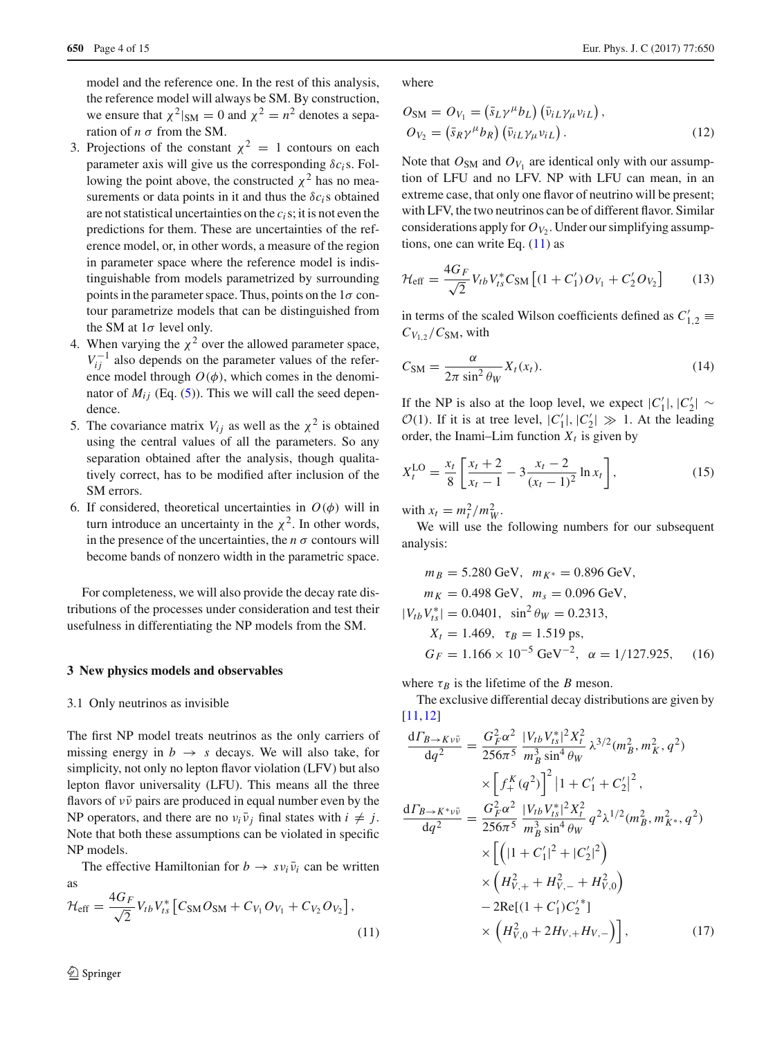model and the reference one. In the rest of this analysis, the reference model will always be SM. By construction, we ensure that $\chi^2|_{\rm SM} = 0$ and $\chi^2 = n^2$ denotes a separation of $n\ \sigma$ from the SM.

3. Projections of the constant $\chi^2 = 1$ contours on each parameter axis will give us the corresponding $\delta c_i$s. Following the point above, the constructed $\chi^2$ has no measurements or data points in it and thus the $\delta c_i$s obtained are not statistical uncertainties on the $c_i$s; it is not even the predictions for them. These are uncertainties of the reference model, or, in other words, a measure of the region in parameter space where the reference model is indistinguishable from models parametrized by surrounding points in the parameter space. Thus, points on the $1\sigma$ contour parametrize models that can be distinguished from the SM at $1\sigma$ level only.
4. When varying the $\chi^2$ over the allowed parameter space, $V_{ij}^{-1}$ also depends on the parameter values of the reference model through $O(\phi)$, which comes in the denominator of $M_{ij}$ (Eq. (5)). This we will call the seed dependence.
5. The covariance matrix $V_{ij}$ as well as the $\chi^2$ is obtained using the central values of all the parameters. So any separation obtained after the analysis, though qualitatively correct, has to be modified after inclusion of the SM errors.
6. If considered, theoretical uncertainties in $O(\phi)$ will in turn introduce an uncertainty in the $\chi^2$. In other words, in the presence of the uncertainties, the $n\ \sigma$ contours will become bands of nonzero width in the parametric space.

For completeness, we will also provide the decay rate distributions of the processes under consideration and test their usefulness in differentiating the NP models from the SM.

## 3 New physics models and observables

### 3.1 Only neutrinos as invisible

The first NP model treats neutrinos as the only carriers of missing energy in $b \to s$ decays. We will also take, for simplicity, not only no lepton flavor violation (LFV) but also lepton flavor universality (LFU). This means all the three flavors of $\nu\bar{\nu}$ pairs are produced in equal number even by the NP operators, and there are no $\nu_i \bar{\nu}_j$ final states with $i \neq j$. Note that both these assumptions can be violated in specific NP models.

The effective Hamiltonian for $b \to s \nu_i \bar{\nu}_i$ can be written as

$$\mathcal{H}_{\rm eff} = \frac{4G_F}{\sqrt{2}} V_{tb} V_{ts}^* \left[ C_{\rm SM} O_{\rm SM} + C_{V_1} O_{V_1} + C_{V_2} O_{V_2} \right], \tag{11}$$

where

$$\begin{aligned} O_{\rm SM} &= O_{V_1} = \left(\bar{s}_L \gamma^\mu b_L\right) \left(\bar{\nu}_{iL} \gamma_\mu \nu_{iL}\right), \\ O_{V_2} &= \left(\bar{s}_R \gamma^\mu b_R\right) \left(\bar{\nu}_{iL} \gamma_\mu \nu_{iL}\right). \end{aligned} \tag{12}$$

Note that $O_{\rm SM}$ and $O_{V_1}$ are identical only with our assumption of LFU and no LFV. NP with LFU can mean, in an extreme case, that only one flavor of neutrino will be present; with LFV, the two neutrinos can be of different flavor. Similar considerations apply for $O_{V_2}$. Under our simplifying assumptions, one can write Eq. (11) as

$$\mathcal{H}_{\rm eff} = \frac{4G_F}{\sqrt{2}} V_{tb} V_{ts}^* C_{\rm SM} \left[ (1 + C_1') O_{V_1} + C_2' O_{V_2} \right] \tag{13}$$

in terms of the scaled Wilson coefficients defined as $C_{1,2}' \equiv C_{V_{1,2}}/C_{\rm SM}$, with

$$C_{\rm SM} = \frac{\alpha}{2\pi \sin^2 \theta_W} X_t(x_t). \tag{14}$$

If the NP is also at the loop level, we expect $|C_1'|, |C_2'| \sim \mathcal{O}(1)$. If it is at tree level, $|C_1'|, |C_2'| \gg 1$. At the leading order, the Inami–Lim function $X_t$ is given by

$$X_t^{\rm LO} = \frac{x_t}{8} \left[ \frac{x_t + 2}{x_t - 1} - 3 \frac{x_t - 2}{(x_t - 1)^2} \ln x_t \right], \tag{15}$$

with $x_t = m_t^2/m_W^2$.

We will use the following numbers for our subsequent analysis:

$$\begin{aligned} m_B &= 5.280\ {\rm GeV}, \quad m_{K^*} = 0.896\ {\rm GeV}, \\ m_K &= 0.498\ {\rm GeV}, \quad m_s = 0.096\ {\rm GeV}, \\ |V_{tb} V_{ts}^*| &= 0.0401, \quad \sin^2 \theta_W = 0.2313, \\ X_t &= 1.469, \quad \tau_B = 1.519\ {\rm ps}, \\ G_F &= 1.166 \times 10^{-5}\ {\rm GeV}^{-2}, \quad \alpha = 1/127.925, \end{aligned} \tag{16}$$

where $\tau_B$ is the lifetime of the $B$ meson.

The exclusive differential decay distributions are given by [11,12]

$$\begin{aligned} \frac{{\rm d}\Gamma_{B \to K \nu\bar{\nu}}}{{\rm d}q^2} &= \frac{G_F^2 \alpha^2}{256 \pi^5} \frac{|V_{tb} V_{ts}^*|^2 X_t^2}{m_B^3 \sin^4 \theta_W} \lambda^{3/2}(m_B^2, m_K^2, q^2) \\ &\quad \times \left[ f_+^K(q^2) \right]^2 \left| 1 + C_1' + C_2' \right|^2, \\ \frac{{\rm d}\Gamma_{B \to K^* \nu\bar{\nu}}}{{\rm d}q^2} &= \frac{G_F^2 \alpha^2}{256 \pi^5} \frac{|V_{tb} V_{ts}^*|^2 X_t^2}{m_B^3 \sin^4 \theta_W} q^2 \lambda^{1/2}(m_B^2, m_{K^*}^2, q^2) \\ &\quad \times \left[ \left( |1 + C_1'|^2 + |C_2'|^2 \right) \right. \\ &\quad \times \left( H_{V,+}^2 + H_{V,-}^2 + H_{V,0}^2 \right) \\ &\quad - 2{\rm Re}[(1 + C_1') C_2'^*] \\ &\quad \left. \times \left( H_{V,0}^2 + 2 H_{V,+} H_{V,-} \right) \right], \end{aligned} \tag{17}$$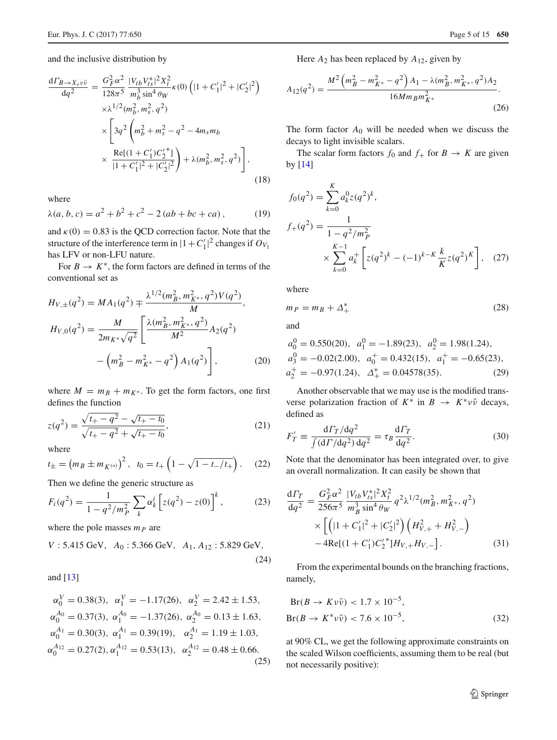and the inclusive distribution by

$$
\begin{aligned}
\frac{\mathrm{d}\Gamma_{B\to X_s\nu\bar{\nu}}}{\mathrm{d}q^2} &= \frac{G_F^2\alpha^2}{128\pi^5}\frac{|V_{tb}V_{ts}^*|^2X_t^2}{m_b^3\sin^4\theta_W}\kappa(0)\left(|1+C_1'|^2+|C_2'|^2\right) \\
&\times\lambda^{1/2}(m_b^2,m_s^2,q^2) \\
&\times\left[3q^2\left(m_b^2+m_s^2-q^2-4m_sm_b\right.\right. \\
&\times\left.\left.\frac{\mathrm{Re}[(1+C_1')C_2'^*]}{|1+C_1'|^2+|C_2'|^2}\right)+\lambda(m_b^2,m_s^2,q^2)\right],
\end{aligned}
\tag{18}
$$

where

$$
\lambda(a,b,c)=a^2+b^2+c^2-2\,(ab+bc+ca)\,, \tag{19}
$$

and $\kappa(0)=0.83$ is the QCD correction factor. Note that the structure of the interference term in $|1+C_1'|^2$ changes if $O_{V_1}$ has LFV or non-LFU nature.

For $B\to K^*$, the form factors are defined in terms of the conventional set as

$$
\begin{aligned}
H_{V,\pm}(q^2) &= MA_1(q^2)\mp\frac{\lambda^{1/2}(m_B^2,m_{K^*}^2,q^2)V(q^2)}{M}, \\
H_{V,0}(q^2) &= \frac{M}{2m_{K^*}\sqrt{q^2}}\left[\frac{\lambda(m_B^2,m_{K^*}^2,q^2)}{M^2}A_2(q^2)\right. \\
&\left.-\left(m_B^2-m_{K^*}^2-q^2\right)A_1(q^2)\right],
\end{aligned}
\tag{20}
$$

where $M=m_B+m_{K^*}$. To get the form factors, one first defines the function

$$
z(q^2)=\frac{\sqrt{t_+-q^2}-\sqrt{t_+-t_0}}{\sqrt{t_+-q^2}+\sqrt{t_+-t_0}}, \tag{21}
$$

where

$$
t_\pm=\left(m_B\pm m_{K^{(*)}}\right)^2,\quad t_0=t_+\left(1-\sqrt{1-t_-/t_+}\right). \tag{22}
$$

Then we define the generic structure as

$$
F_i(q^2)=\frac{1}{1-q^2/m_P^2}\sum_k\alpha_k^i\left[z(q^2)-z(0)\right]^k, \tag{23}
$$

where the pole masses $m_P$ are

$$
V:5.415\ \mathrm{GeV},\quad A_0:5.366\ \mathrm{GeV},\quad A_1,A_{12}:5.829\ \mathrm{GeV}, \tag{24}
$$

and [13]

$$
\begin{aligned}
&\alpha_0^V=0.38(3),\ \ \alpha_1^V=-1.17(26),\ \ \alpha_2^V=2.42\pm1.53, \\
&\alpha_0^{A_0}=0.37(3),\ \ \alpha_1^{A_0}=-1.37(26),\ \ \alpha_2^{A_0}=0.13\pm1.63, \\
&\alpha_0^{A_1}=0.30(3),\ \ \alpha_1^{A_1}=0.39(19),\ \ \ \alpha_2^{A_1}=1.19\pm1.03, \\
&\alpha_0^{A_{12}}=0.27(2),\alpha_1^{A_{12}}=0.53(13),\ \ \alpha_2^{A_{12}}=0.48\pm0.66.
\end{aligned}
\tag{25}
$$

Here $A_2$ has been replaced by $A_{12}$, given by

$$
A_{12}(q^2)=\frac{M^2\left(m_B^2-m_{K^*}^2-q^2\right)A_1-\lambda(m_B^2,m_{K^*}^2,q^2)A_2}{16Mm_Bm_{K^*}^2}. \tag{26}
$$

The form factor $A_0$ will be needed when we discuss the decays to light invisible scalars.

The scalar form factors $f_0$ and $f_+$ for $B\to K$ are given by [14]

$$
\begin{aligned}
f_0(q^2) &= \sum_{k=0}^{K}a_k^0z(q^2)^k, \\
f_+(q^2) &= \frac{1}{1-q^2/m_P^2} \\
&\times\sum_{k=0}^{K-1}a_k^+\left[z(q^2)^k-(-1)^{k-K}\frac{k}{K}z(q^2)^K\right],
\end{aligned}
\tag{27}
$$

where

$$
m_P=m_B+\Delta_+^* \tag{28}
$$

and

$$
\begin{aligned}
&a_0^0=0.550(20),\ \ a_1^0=-1.89(23),\ \ a_2^0=1.98(1.24), \\
&a_3^0=-0.02(2.00),\ \ a_0^+=0.432(15),\ \ a_1^+=-0.65(23), \\
&a_2^+=-0.97(1.24),\ \ \Delta_+^*=0.04578(35).
\end{aligned}
\tag{29}
$$

Another observable that we may use is the modified transverse polarization fraction of $K^*$ in $B\to K^*\nu\bar{\nu}$ decays, defined as

$$
F_T'\equiv\frac{\mathrm{d}\Gamma_T/\mathrm{d}q^2}{\int(\mathrm{d}\Gamma/\mathrm{d}q^2)\,\mathrm{d}q^2}=\tau_B\frac{\mathrm{d}\Gamma_T}{\mathrm{d}q^2}. \tag{30}
$$

Note that the denominator has been integrated over, to give an overall normalization. It can easily be shown that

$$
\begin{aligned}
\frac{\mathrm{d}\Gamma_T}{\mathrm{d}q^2} &= \frac{G_F^2\alpha^2}{256\pi^5}\frac{|V_{tb}V_{ts}^*|^2X_t^2}{m_B^3\sin^4\theta_W}q^2\lambda^{1/2}(m_B^2,m_{K^*}^2,q^2) \\
&\times\left[\left(|1+C_1'|^2+|C_2'|^2\right)\left(H_{V,+}^2+H_{V,-}^2\right)\right. \\
&\left.-4\mathrm{Re}[(1+C_1')C_2'^*]H_{V,+}H_{V,-}\right].
\end{aligned}
\tag{31}
$$

From the experimental bounds on the branching fractions, namely,

$$
\begin{aligned}
&\mathrm{Br}(B\to K\nu\bar{\nu})<1.7\times10^{-5}, \\
&\mathrm{Br}(B\to K^*\nu\bar{\nu})<7.6\times10^{-5},
\end{aligned}
\tag{32}
$$

at 90% CL, we get the following approximate constraints on the scaled Wilson coefficients, assuming them to be real (but not necessarily positive):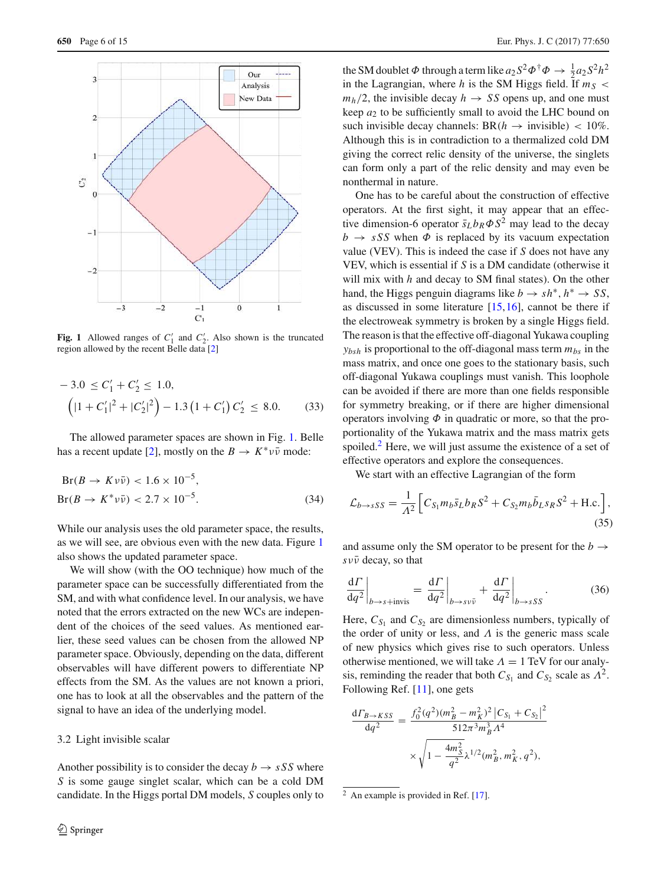Fig. 1 Allowed ranges of $C_1'$ and $C_2'$. Also shown is the truncated region allowed by the recent Belle data [2]

$$-3.0 \leq C_1' + C_2' \leq 1.0,$$
$$\left(|1 + C_1'|^2 + |C_2'|^2\right) - 1.3\left(1 + C_1'\right)C_2' \leq 8.0. \tag{33}$$

The allowed parameter spaces are shown in Fig. 1. Belle has a recent update [2], mostly on the $B \to K^* \nu\bar{\nu}$ mode:

$$\mathrm{Br}(B \to K\nu\bar{\nu}) < 1.6 \times 10^{-5},$$
$$\mathrm{Br}(B \to K^*\nu\bar{\nu}) < 2.7 \times 10^{-5}. \tag{34}$$

While our analysis uses the old parameter space, the results, as we will see, are obvious even with the new data. Figure 1 also shows the updated parameter space.

We will show (with the OO technique) how much of the parameter space can be successfully differentiated from the SM, and with what confidence level. In our analysis, we have noted that the errors extracted on the new WCs are independent of the choices of the seed values. As mentioned earlier, these seed values can be chosen from the allowed NP parameter space. Obviously, depending on the data, different observables will have different powers to differentiate NP effects from the SM. As the values are not known a priori, one has to look at all the observables and the pattern of the signal to have an idea of the underlying model.

### 3.2 Light invisible scalar

Another possibility is to consider the decay $b \to sSS$ where $S$ is some gauge singlet scalar, which can be a cold DM candidate. In the Higgs portal DM models, $S$ couples only to the SM doublet $\Phi$ through a term like $a_2 S^2 \Phi^\dagger \Phi \to \frac{1}{2} a_2 S^2 h^2$ in the Lagrangian, where $h$ is the SM Higgs field. If $m_S < m_h/2$, the invisible decay $h \to SS$ opens up, and one must keep $a_2$ to be sufficiently small to avoid the LHC bound on such invisible decay channels: BR($h \to$ invisible) $< 10\%$. Although this is in contradiction to a thermalized cold DM giving the correct relic density of the universe, the singlets can form only a part of the relic density and may even be nonthermal in nature.

One has to be careful about the construction of effective operators. At the first sight, it may appear that an effective dimension-6 operator $\bar{s}_L b_R \Phi S^2$ may lead to the decay $b \to sSS$ when $\Phi$ is replaced by its vacuum expectation value (VEV). This is indeed the case if $S$ does not have any VEV, which is essential if $S$ is a DM candidate (otherwise it will mix with $h$ and decay to SM final states). On the other hand, the Higgs penguin diagrams like $b \to sh^*$, $h^* \to SS$, as discussed in some literature [15,16], cannot be there if the electroweak symmetry is broken by a single Higgs field. The reason is that the effective off-diagonal Yukawa coupling $y_{bsh}$ is proportional to the off-diagonal mass term $m_{bs}$ in the mass matrix, and once one goes to the stationary basis, such off-diagonal Yukawa couplings must vanish. This loophole can be avoided if there are more than one fields responsible for symmetry breaking, or if there are higher dimensional operators involving $\Phi$ in quadratic or more, so that the proportionality of the Yukawa matrix and the mass matrix gets spoiled.[2] Here, we will just assume the existence of a set of effective operators and explore the consequences.

We start with an effective Lagrangian of the form

$$\mathcal{L}_{b\to sSS} = \frac{1}{\Lambda^2}\left[C_{S_1} m_b \bar{s}_L b_R S^2 + C_{S_2} m_b \bar{b}_L s_R S^2 + \mathrm{H.c.}\right], \tag{35}$$

and assume only the SM operator to be present for the $b \to s\nu\bar{\nu}$ decay, so that

$$\left.\frac{\mathrm{d}\Gamma}{\mathrm{d}q^2}\right|_{b\to s+\mathrm{invis}} = \left.\frac{\mathrm{d}\Gamma}{\mathrm{d}q^2}\right|_{b\to s\nu\bar{\nu}} + \left.\frac{\mathrm{d}\Gamma}{\mathrm{d}q^2}\right|_{b\to sSS}. \tag{36}$$

Here, $C_{S_1}$ and $C_{S_2}$ are dimensionless numbers, typically of the order of unity or less, and $\Lambda$ is the generic mass scale of new physics which gives rise to such operators. Unless otherwise mentioned, we will take $\Lambda = 1$ TeV for our analysis, reminding the reader that both $C_{S_1}$ and $C_{S_2}$ scale as $\Lambda^2$. Following Ref. [11], one gets

$$\frac{\mathrm{d}\Gamma_{B\to KSS}}{\mathrm{d}q^2} = \frac{f_0^2(q^2)(m_B^2 - m_K^2)^2 \left|C_{S_1} + C_{S_2}\right|^2}{512\pi^3 m_B^3 \Lambda^4} \times \sqrt{1 - \frac{4m_S^2}{q^2}}\,\lambda^{1/2}(m_B^2, m_K^2, q^2),$$

[2] An example is provided in Ref. [17].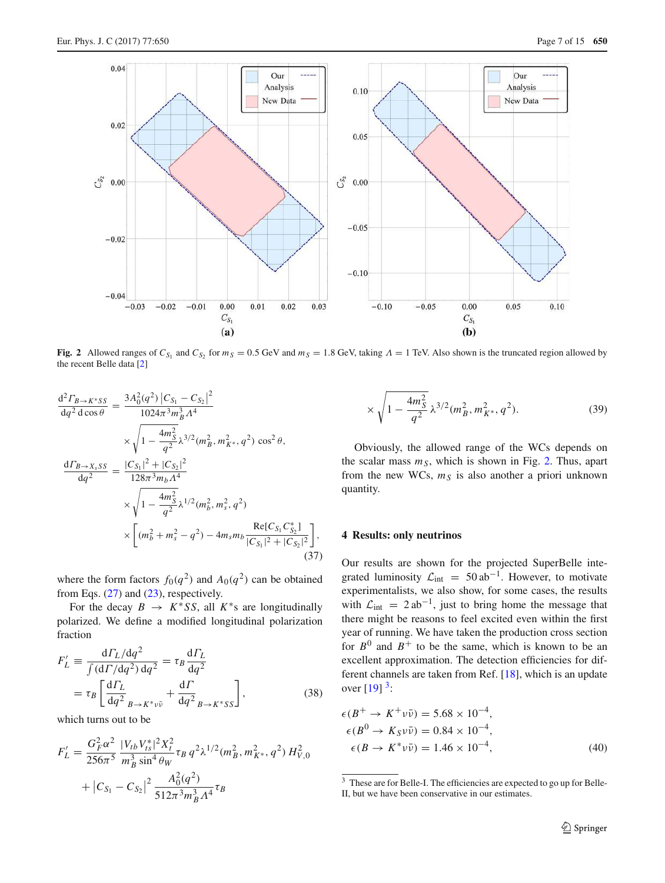**Fig. 2** Allowed ranges of $C_{S_1}$ and $C_{S_2}$ for $m_S = 0.5$ GeV and $m_S = 1.8$ GeV, taking $\Lambda = 1$ TeV. Also shown is the truncated region allowed by the recent Belle data [2]

$$\frac{\mathrm{d}^2\Gamma_{B\to K^*SS}}{\mathrm{d}q^2\,\mathrm{d}\cos\theta} = \frac{3A_0^2(q^2)\left|C_{S_1} - C_{S_2}\right|^2}{1024\pi^3 m_B^3 \Lambda^4} \times \sqrt{1 - \frac{4m_S^2}{q^2}}\,\lambda^{3/2}(m_B^2, m_{K^*}^2, q^2)\,\cos^2\theta,$$

$$\frac{\mathrm{d}\Gamma_{B\to X_s SS}}{\mathrm{d}q^2} = \frac{|C_{S_1}|^2 + |C_{S_2}|^2}{128\pi^3 m_b \Lambda^4} \times \sqrt{1 - \frac{4m_S^2}{q^2}}\,\lambda^{1/2}(m_b^2, m_s^2, q^2) \times \left[(m_b^2 + m_s^2 - q^2) - 4m_s m_b \frac{\mathrm{Re}[C_{S_1}C_{S_2}^*]}{|C_{S_1}|^2 + |C_{S_2}|^2}\right], \tag{37}$$

where the form factors $f_0(q^2)$ and $A_0(q^2)$ can be obtained from Eqs. (27) and (23), respectively.

For the decay $B \to K^*SS$, all $K^*$s are longitudinally polarized. We define a modified longitudinal polarization fraction

$$F_L' \equiv \frac{\mathrm{d}\Gamma_L/\mathrm{d}q^2}{\int(\mathrm{d}\Gamma/\mathrm{d}q^2)\,\mathrm{d}q^2} = \tau_B \frac{\mathrm{d}\Gamma_L}{\mathrm{d}q^2} = \tau_B\left[\frac{\mathrm{d}\Gamma_L}{\mathrm{d}q^2}_{B\to K^*\nu\bar\nu} + \frac{\mathrm{d}\Gamma}{\mathrm{d}q^2}_{B\to K^*SS}\right], \tag{38}$$

which turns out to be

$$F_L' = \frac{G_F^2\alpha^2}{256\pi^5}\frac{|V_{tb}V_{ts}^*|^2 X_t^2}{m_B^3 \sin^4\theta_W}\tau_B\, q^2 \lambda^{1/2}(m_B^2, m_{K^*}^2, q^2)\, H_{V,0}^2 + \left|C_{S_1} - C_{S_2}\right|^2 \frac{A_0^2(q^2)}{512\pi^3 m_B^3 \Lambda^4}\tau_B \times \sqrt{1 - \frac{4m_S^2}{q^2}}\,\lambda^{3/2}(m_B^2, m_{K^*}^2, q^2). \tag{39}$$

Obviously, the allowed range of the WCs depends on the scalar mass $m_S$, which is shown in Fig. 2. Thus, apart from the new WCs, $m_S$ is also another a priori unknown quantity.

## 4 Results: only neutrinos

Our results are shown for the projected SuperBelle integrated luminosity $\mathcal{L}_{\rm int} = 50\,\mathrm{ab}^{-1}$. However, to motivate experimentalists, we also show, for some cases, the results with $\mathcal{L}_{\rm int} = 2\,\mathrm{ab}^{-1}$, just to bring home the message that there might be reasons to feel excited even within the first year of running. We have taken the production cross section for $B^0$ and $B^+$ to be the same, which is known to be an excellent approximation. The detection efficiencies for different channels are taken from Ref. [18], which is an update over [19] [3]:

$$\epsilon(B^+ \to K^+\nu\bar\nu) = 5.68 \times 10^{-4},$$
$$\epsilon(B^0 \to K_S\nu\bar\nu) = 0.84 \times 10^{-4},$$
$$\epsilon(B \to K^*\nu\bar\nu) = 1.46 \times 10^{-4}, \tag{40}$$

[3] These are for Belle-I. The efficiencies are expected to go up for Belle-II, but we have been conservative in our estimates.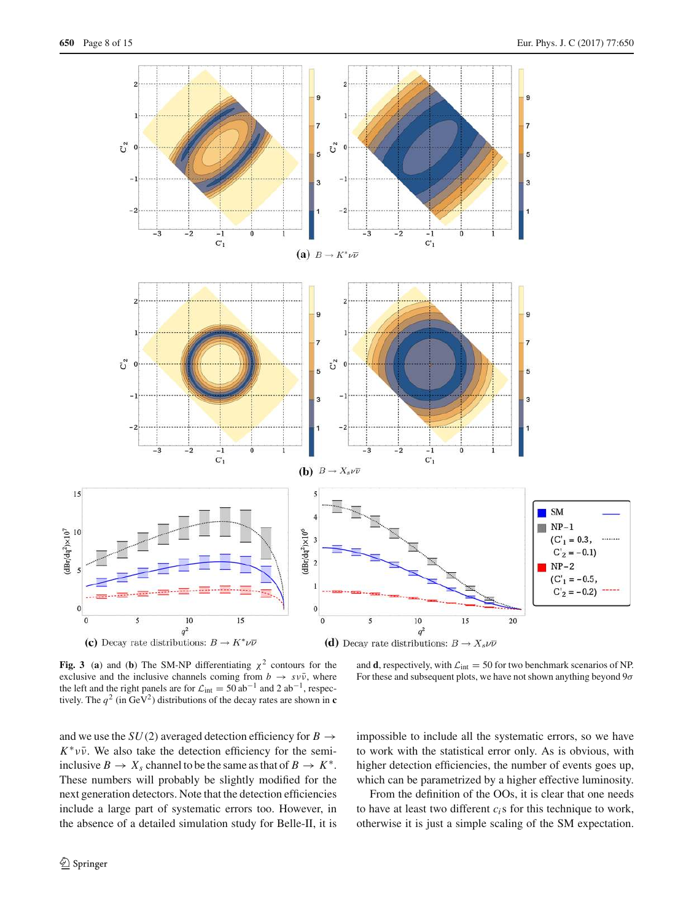**Fig. 3** (**a**) and (**b**) The SM-NP differentiating $\chi^2$ contours for the exclusive and the inclusive channels coming from $b \to s\nu\bar{\nu}$, where the left and the right panels are for $\mathcal{L}_{\text{int}} = 50\,\text{ab}^{-1}$ and $2\,\text{ab}^{-1}$, respectively. The $q^2$ (in GeV$^2$) distributions of the decay rates are shown in **c** and **d**, respectively, with $\mathcal{L}_{\text{int}} = 50$ for two benchmark scenarios of NP. For these and subsequent plots, we have not shown anything beyond $9\sigma$

and we use the $SU(2)$ averaged detection efficiency for $B \to K^*\nu\bar{\nu}$. We also take the detection efficiency for the semi-inclusive $B \to X_s$ channel to be the same as that of $B \to K^*$. These numbers will probably be slightly modified for the next generation detectors. Note that the detection efficiencies include a large part of systematic errors too. However, in the absence of a detailed simulation study for Belle-II, it is impossible to include all the systematic errors, so we have to work with the statistical error only. As is obvious, with higher detection efficiencies, the number of events goes up, which can be parametrized by a higher effective luminosity.

From the definition of the OOs, it is clear that one needs to have at least two different $c_i$s for this technique to work, otherwise it is just a simple scaling of the SM expectation.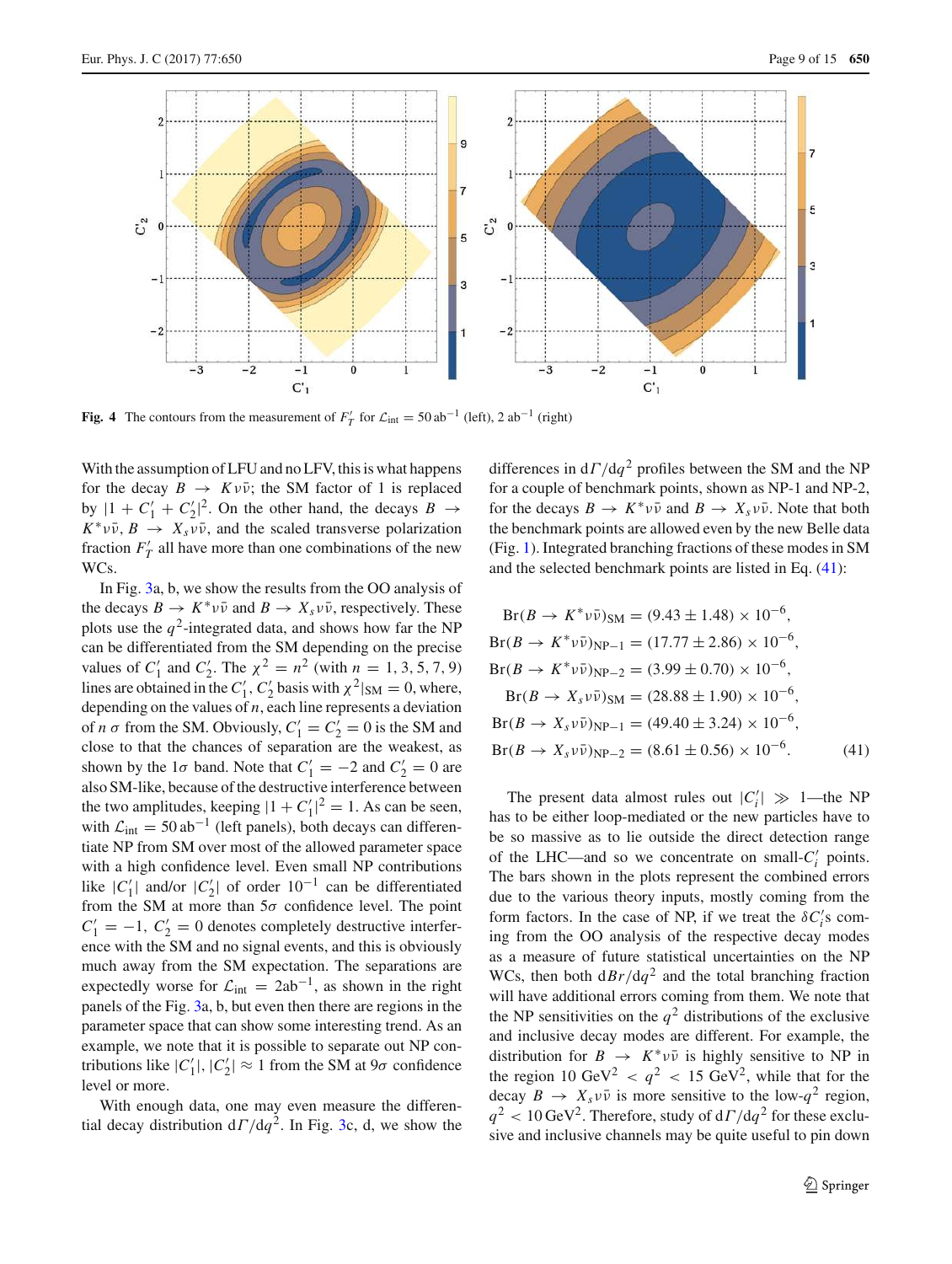**Fig. 4** The contours from the measurement of $F_T'$ for $\mathcal{L}_{\rm int} = 50\,{\rm ab}^{-1}$ (left), $2\,{\rm ab}^{-1}$ (right)

With the assumption of LFU and no LFV, this is what happens for the decay $B \to K\nu\bar{\nu}$; the SM factor of 1 is replaced by $|1 + C_1' + C_2'|^2$. On the other hand, the decays $B \to K^*\nu\bar{\nu}$, $B \to X_s\nu\bar{\nu}$, and the scaled transverse polarization fraction $F_T'$ all have more than one combinations of the new WCs.

In Fig. 3a, b, we show the results from the OO analysis of the decays $B \to K^*\nu\bar{\nu}$ and $B \to X_s\nu\bar{\nu}$, respectively. These plots use the $q^2$-integrated data, and shows how far the NP can be differentiated from the SM depending on the precise values of $C_1'$ and $C_2'$. The $\chi^2 = n^2$ (with $n = 1, 3, 5, 7, 9$) lines are obtained in the $C_1'$, $C_2'$ basis with $\chi^2|_{\rm SM} = 0$, where, depending on the values of $n$, each line represents a deviation of $n\,\sigma$ from the SM. Obviously, $C_1' = C_2' = 0$ is the SM and close to that the chances of separation are the weakest, as shown by the $1\sigma$ band. Note that $C_1' = -2$ and $C_2' = 0$ are also SM-like, because of the destructive interference between the two amplitudes, keeping $|1 + C_1'|^2 = 1$. As can be seen, with $\mathcal{L}_{\rm int} = 50\,{\rm ab}^{-1}$ (left panels), both decays can differentiate NP from SM over most of the allowed parameter space with a high confidence level. Even small NP contributions like $|C_1'|$ and/or $|C_2'|$ of order $10^{-1}$ can be differentiated from the SM at more than $5\sigma$ confidence level. The point $C_1' = -1$, $C_2' = 0$ denotes completely destructive interference with the SM and no signal events, and this is obviously much away from the SM expectation. The separations are expectedly worse for $\mathcal{L}_{\rm int} = 2{\rm ab}^{-1}$, as shown in the right panels of the Fig. 3a, b, but even then there are regions in the parameter space that can show some interesting trend. As an example, we note that it is possible to separate out NP contributions like $|C_1'|, |C_2'| \approx 1$ from the SM at $9\sigma$ confidence level or more.

With enough data, one may even measure the differential decay distribution $d\Gamma/dq^2$. In Fig. 3c, d, we show the differences in $d\Gamma/dq^2$ profiles between the SM and the NP for a couple of benchmark points, shown as NP-1 and NP-2, for the decays $B \to K^*\nu\bar{\nu}$ and $B \to X_s\nu\bar{\nu}$. Note that both the benchmark points are allowed even by the new Belle data (Fig. 1). Integrated branching fractions of these modes in SM and the selected benchmark points are listed in Eq. (41):

$$
\begin{aligned}
{\rm Br}(B \to K^*\nu\bar{\nu})_{\rm SM} &= (9.43 \pm 1.48) \times 10^{-6},\\
{\rm Br}(B \to K^*\nu\bar{\nu})_{\rm NP-1} &= (17.77 \pm 2.86) \times 10^{-6},\\
{\rm Br}(B \to K^*\nu\bar{\nu})_{\rm NP-2} &= (3.99 \pm 0.70) \times 10^{-6},\\
{\rm Br}(B \to X_s\nu\bar{\nu})_{\rm SM} &= (28.88 \pm 1.90) \times 10^{-6},\\
{\rm Br}(B \to X_s\nu\bar{\nu})_{\rm NP-1} &= (49.40 \pm 3.24) \times 10^{-6},\\
{\rm Br}(B \to X_s\nu\bar{\nu})_{\rm NP-2} &= (8.61 \pm 0.56) \times 10^{-6}.
\end{aligned}
\tag{41}
$$

The present data almost rules out $|C_i'| \gg 1$—the NP has to be either loop-mediated or the new particles have to be so massive as to lie outside the direct detection range of the LHC—and so we concentrate on small-$C_i'$ points. The bars shown in the plots represent the combined errors due to the various theory inputs, mostly coming from the form factors. In the case of NP, if we treat the $\delta C_i'$s coming from the OO analysis of the respective decay modes as a measure of future statistical uncertainties on the NP WCs, then both $dBr/dq^2$ and the total branching fraction will have additional errors coming from them. We note that the NP sensitivities on the $q^2$ distributions of the exclusive and inclusive decay modes are different. For example, the distribution for $B \to K^*\nu\bar{\nu}$ is highly sensitive to NP in the region $10\,{\rm GeV}^2 < q^2 < 15\,{\rm GeV}^2$, while that for the decay $B \to X_s\nu\bar{\nu}$ is more sensitive to the low-$q^2$ region, $q^2 < 10\,{\rm GeV}^2$. Therefore, study of $d\Gamma/dq^2$ for these exclusive and inclusive channels may be quite useful to pin down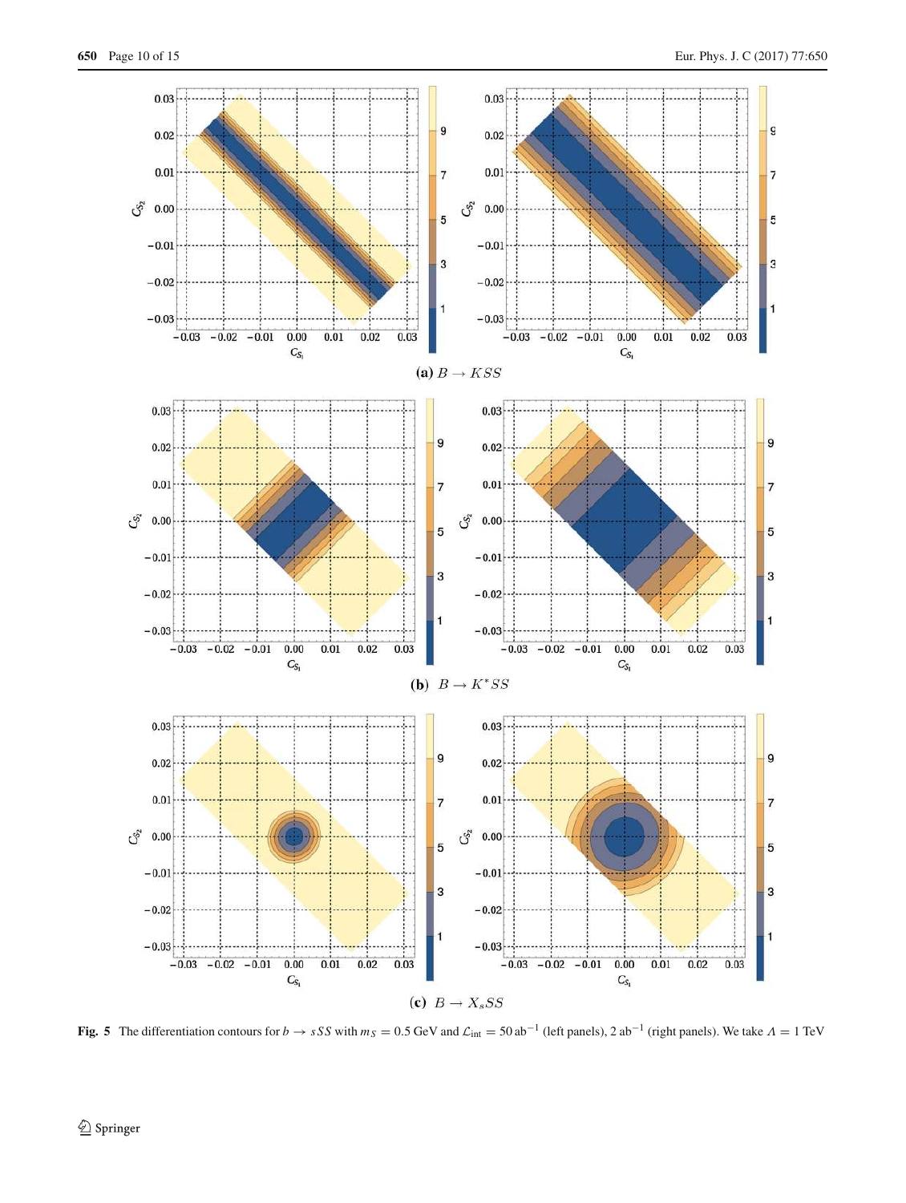**(a)** $B \to KSS$

**(b)** $B \to K^{*}SS$

**(c)** $B \to X_s SS$

**Fig. 5** The differentiation contours for $b \to sSS$ with $m_S = 0.5$ GeV and $\mathcal{L}_{\text{int}} = 50\,\text{ab}^{-1}$ (left panels), $2\,\text{ab}^{-1}$ (right panels). We take $\Lambda = 1$ TeV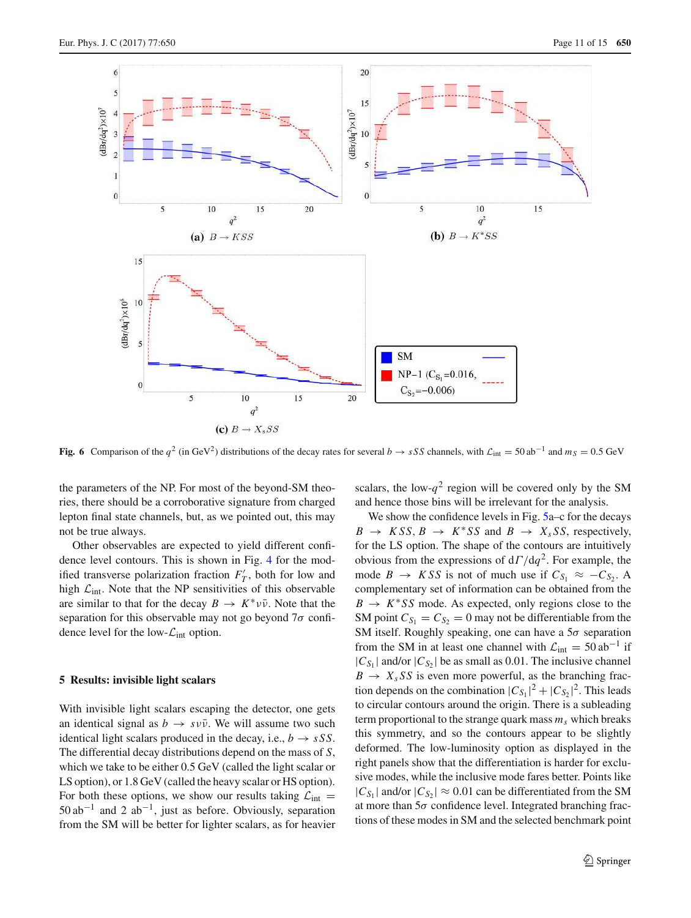Fig. 6 Comparison of the $q^2$ (in GeV$^2$) distributions of the decay rates for several $b \to sSS$ channels, with $\mathcal{L}_{\rm int} = 50\,{\rm ab}^{-1}$ and $m_S = 0.5$ GeV

the parameters of the NP. For most of the beyond-SM theories, there should be a corroborative signature from charged lepton final state channels, but, as we pointed out, this may not be true always.

Other observables are expected to yield different confidence level contours. This is shown in Fig. 4 for the modified transverse polarization fraction $F_T'$, both for low and high $\mathcal{L}_{\rm int}$. Note that the NP sensitivities of this observable are similar to that for the decay $B \to K^*\nu\bar{\nu}$. Note that the separation for this observable may not go beyond $7\sigma$ confidence level for the low-$\mathcal{L}_{\rm int}$ option.

## 5 Results: invisible light scalars

With invisible light scalars escaping the detector, one gets an identical signal as $b \to s\nu\bar{\nu}$. We will assume two such identical light scalars produced in the decay, i.e., $b \to sSS$. The differential decay distributions depend on the mass of $S$, which we take to be either 0.5 GeV (called the light scalar or LS option), or 1.8 GeV (called the heavy scalar or HS option). For both these options, we show our results taking $\mathcal{L}_{\rm int} = 50\,{\rm ab}^{-1}$ and $2\ {\rm ab}^{-1}$, just as before. Obviously, separation from the SM will be better for lighter scalars, as for heavier scalars, the low-$q^2$ region will be covered only by the SM and hence those bins will be irrelevant for the analysis.

We show the confidence levels in Fig. 5a–c for the decays $B \to KSS$, $B \to K^*SS$ and $B \to X_sSS$, respectively, for the LS option. The shape of the contours are intuitively obvious from the expressions of $d\Gamma/dq^2$. For example, the mode $B \to KSS$ is not of much use if $C_{S_1} \approx -C_{S_2}$. A complementary set of information can be obtained from the $B \to K^*SS$ mode. As expected, only regions close to the SM point $C_{S_1} = C_{S_2} = 0$ may not be differentiable from the SM itself. Roughly speaking, one can have a $5\sigma$ separation from the SM in at least one channel with $\mathcal{L}_{\rm int} = 50\,{\rm ab}^{-1}$ if $|C_{S_1}|$ and/or $|C_{S_2}|$ be as small as 0.01. The inclusive channel $B \to X_sSS$ is even more powerful, as the branching fraction depends on the combination $|C_{S_1}|^2 + |C_{S_2}|^2$. This leads to circular contours around the origin. There is a subleading term proportional to the strange quark mass $m_s$ which breaks this symmetry, and so the contours appear to be slightly deformed. The low-luminosity option as displayed in the right panels show that the differentiation is harder for exclusive modes, while the inclusive mode fares better. Points like $|C_{S_1}|$ and/or $|C_{S_2}| \approx 0.01$ can be differentiated from the SM at more than $5\sigma$ confidence level. Integrated branching fractions of these modes in SM and the selected benchmark point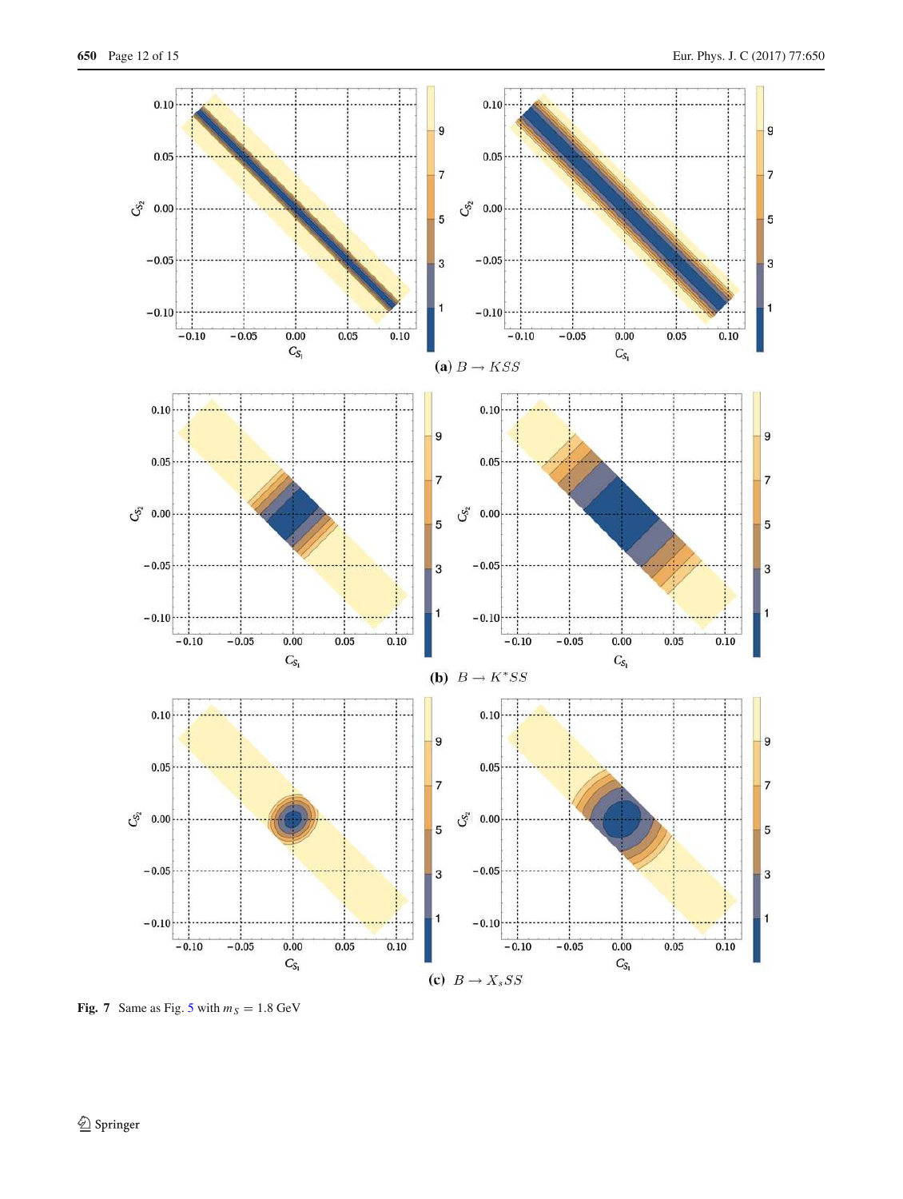(a) $B \to KSS$

(b) $B \to K^*SS$

(c) $B \to X_sSS$

**Fig. 7** Same as Fig. 5 with $m_S = 1.8$ GeV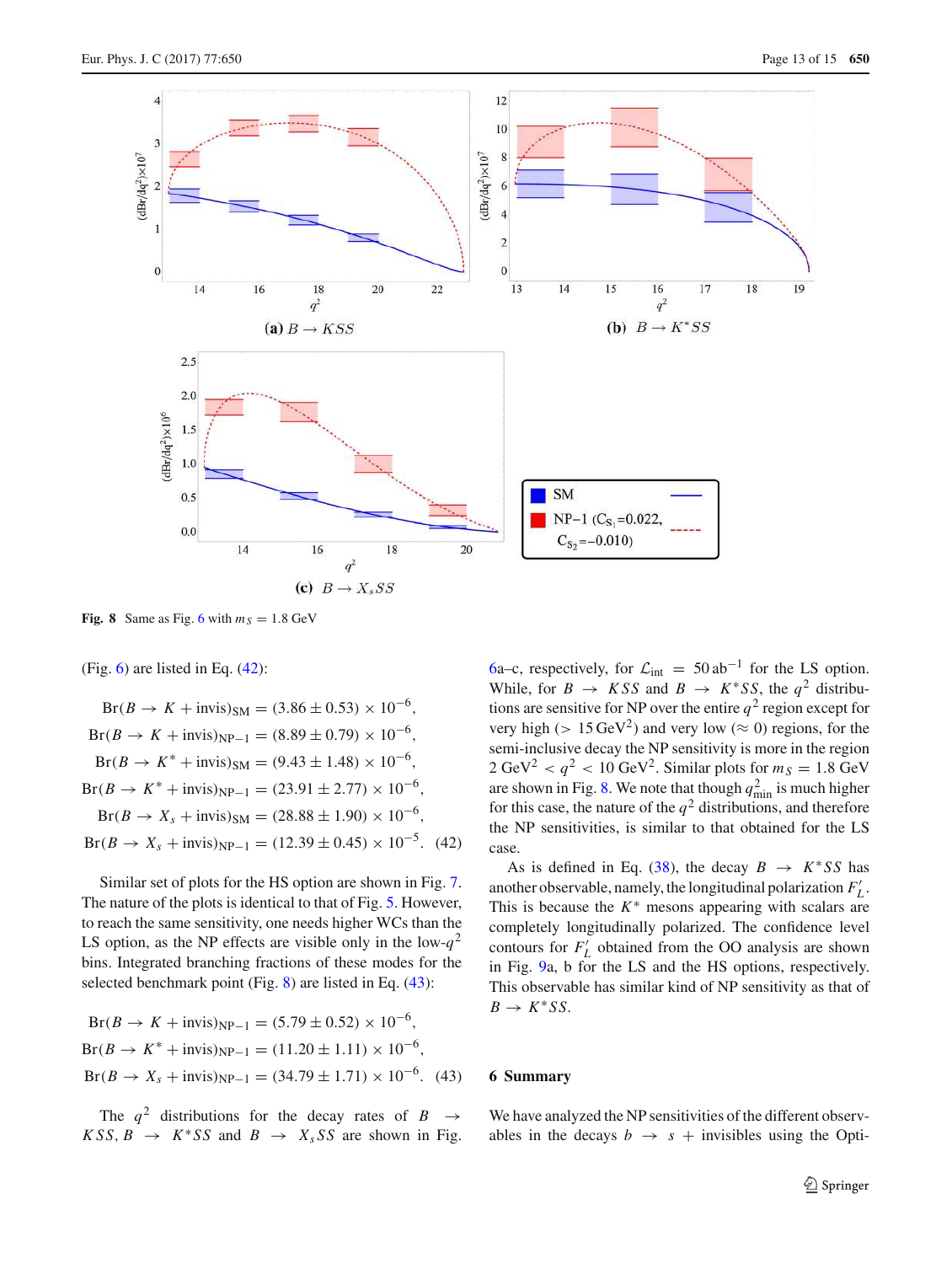Fig. 8 Same as Fig. 6 with $m_S = 1.8$ GeV

(Fig. 6) are listed in Eq. (42):

$$\text{Br}(B \to K + \text{invis})_{\text{SM}} = (3.86 \pm 0.53) \times 10^{-6},$$
$$\text{Br}(B \to K + \text{invis})_{\text{NP-1}} = (8.89 \pm 0.79) \times 10^{-6},$$
$$\text{Br}(B \to K^* + \text{invis})_{\text{SM}} = (9.43 \pm 1.48) \times 10^{-6},$$
$$\text{Br}(B \to K^* + \text{invis})_{\text{NP-1}} = (23.91 \pm 2.77) \times 10^{-6},$$
$$\text{Br}(B \to X_s + \text{invis})_{\text{SM}} = (28.88 \pm 1.90) \times 10^{-6},$$
$$\text{Br}(B \to X_s + \text{invis})_{\text{NP-1}} = (12.39 \pm 0.45) \times 10^{-5}. \quad (42)$$

Similar set of plots for the HS option are shown in Fig. 7. The nature of the plots is identical to that of Fig. 5. However, to reach the same sensitivity, one needs higher WCs than the LS option, as the NP effects are visible only in the low-$q^2$ bins. Integrated branching fractions of these modes for the selected benchmark point (Fig. 8) are listed in Eq. (43):

$$\text{Br}(B \to K + \text{invis})_{\text{NP-1}} = (5.79 \pm 0.52) \times 10^{-6},$$
$$\text{Br}(B \to K^* + \text{invis})_{\text{NP-1}} = (11.20 \pm 1.11) \times 10^{-6},$$
$$\text{Br}(B \to X_s + \text{invis})_{\text{NP-1}} = (34.79 \pm 1.71) \times 10^{-6}. \quad (43)$$

The $q^2$ distributions for the decay rates of $B \to KSS$, $B \to K^*SS$ and $B \to X_sSS$ are shown in Fig. 6a–c, respectively, for $\mathcal{L}_{\text{int}} = 50\,\text{ab}^{-1}$ for the LS option. While, for $B \to KSS$ and $B \to K^*SS$, the $q^2$ distributions are sensitive for NP over the entire $q^2$ region except for very high ($> 15\,\text{GeV}^2$) and very low ($\approx 0$) regions, for the semi-inclusive decay the NP sensitivity is more in the region $2\,\text{GeV}^2 < q^2 < 10\,\text{GeV}^2$. Similar plots for $m_S = 1.8$ GeV are shown in Fig. 8. We note that though $q^2_{\text{min}}$ is much higher for this case, the nature of the $q^2$ distributions, and therefore the NP sensitivities, is similar to that obtained for the LS case.

As is defined in Eq. (38), the decay $B \to K^*SS$ has another observable, namely, the longitudinal polarization $F_L'$. This is because the $K^*$ mesons appearing with scalars are completely longitudinally polarized. The confidence level contours for $F_L'$ obtained from the OO analysis are shown in Fig. 9a, b for the LS and the HS options, respectively. This observable has similar kind of NP sensitivity as that of $B \to K^*SS$.

## 6 Summary

We have analyzed the NP sensitivities of the different observables in the decays $b \to s$ + invisibles using the Opti-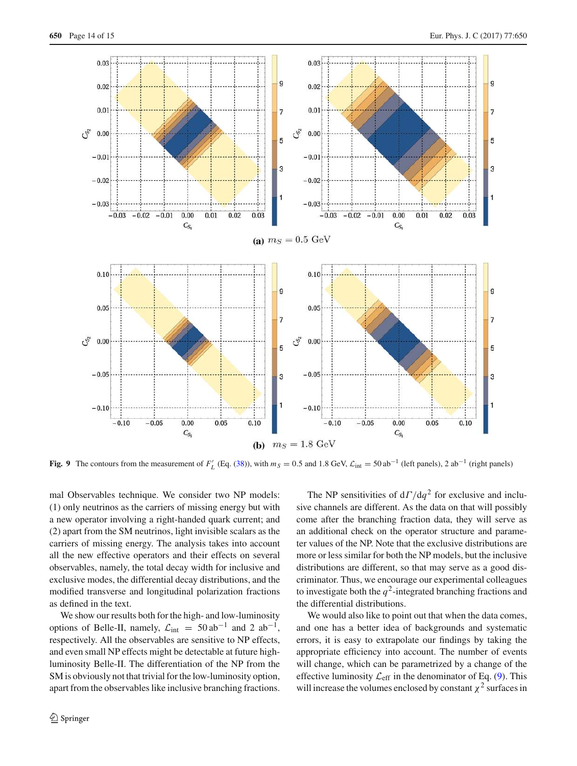(a) $m_S = 0.5$ GeV

(b) $m_S = 1.8$ GeV

**Fig. 9** The contours from the measurement of $F_L'$ (Eq. (38)), with $m_S = 0.5$ and 1.8 GeV, $\mathcal{L}_{\rm int} = 50\,{\rm ab}^{-1}$ (left panels), 2 ab$^{-1}$ (right panels)

mal Observables technique. We consider two NP models: (1) only neutrinos as the carriers of missing energy but with a new operator involving a right-handed quark current; and (2) apart from the SM neutrinos, light invisible scalars as the carriers of missing energy. The analysis takes into account all the new effective operators and their effects on several observables, namely, the total decay width for inclusive and exclusive modes, the differential decay distributions, and the modified transverse and longitudinal polarization fractions as defined in the text.

We show our results both for the high- and low-luminosity options of Belle-II, namely, $\mathcal{L}_{\rm int} = 50\,{\rm ab}^{-1}$ and 2 ab$^{-1}$, respectively. All the observables are sensitive to NP effects, and even small NP effects might be detectable at future high-luminosity Belle-II. The differentiation of the NP from the SM is obviously not that trivial for the low-luminosity option, apart from the observables like inclusive branching fractions.

The NP sensitivities of $d\Gamma/dq^2$ for exclusive and inclusive channels are different. As the data on that will possibly come after the branching fraction data, they will serve as an additional check on the operator structure and parameter values of the NP. Note that the exclusive distributions are more or less similar for both the NP models, but the inclusive distributions are different, so that may serve as a good discriminator. Thus, we encourage our experimental colleagues to investigate both the $q^2$-integrated branching fractions and the differential distributions.

We would also like to point out that when the data comes, and one has a better idea of backgrounds and systematic errors, it is easy to extrapolate our findings by taking the appropriate efficiency into account. The number of events will change, which can be parametrized by a change of the effective luminosity $\mathcal{L}_{\rm eff}$ in the denominator of Eq. (9). This will increase the volumes enclosed by constant $\chi^2$ surfaces in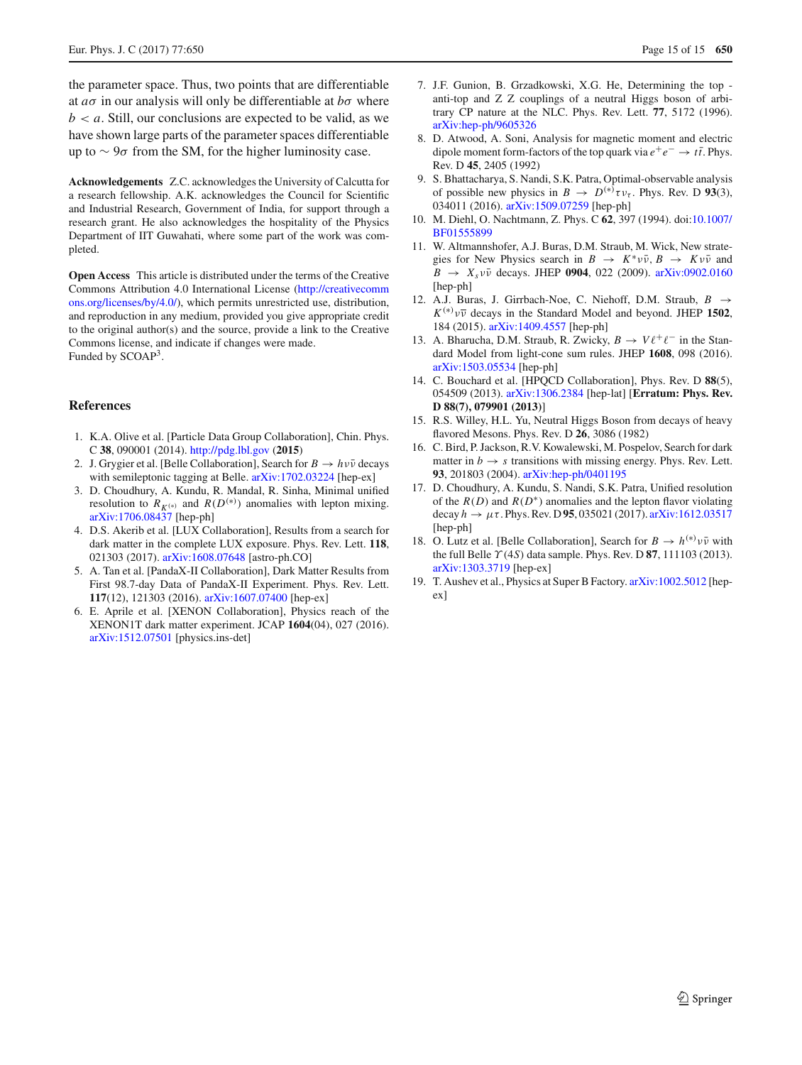the parameter space. Thus, two points that are differentiable at $a\sigma$ in our analysis will only be differentiable at $b\sigma$ where $b < a$. Still, our conclusions are expected to be valid, as we have shown large parts of the parameter spaces differentiable up to $\sim 9\sigma$ from the SM, for the higher luminosity case.

**Acknowledgements** Z.C. acknowledges the University of Calcutta for a research fellowship. A.K. acknowledges the Council for Scientific and Industrial Research, Government of India, for support through a research grant. He also acknowledges the hospitality of the Physics Department of IIT Guwahati, where some part of the work was completed.

**Open Access** This article is distributed under the terms of the Creative Commons Attribution 4.0 International License (http://creativecommons.org/licenses/by/4.0/), which permits unrestricted use, distribution, and reproduction in any medium, provided you give appropriate credit to the original author(s) and the source, provide a link to the Creative Commons license, and indicate if changes were made.
Funded by SCOAP[3].

## References

1. K.A. Olive et al. [Particle Data Group Collaboration], Chin. Phys. C **38**, 090001 (2014). http://pdg.lbl.gov (**2015**)
2. J. Grygier et al. [Belle Collaboration], Search for $B \to h\nu\bar{\nu}$ decays with semileptonic tagging at Belle. arXiv:1702.03224 [hep-ex]
3. D. Choudhury, A. Kundu, R. Mandal, R. Sinha, Minimal unified resolution to $R_{K^{(*)}}$ and $R(D^{(*)})$ anomalies with lepton mixing. arXiv:1706.08437 [hep-ph]
4. D.S. Akerib et al. [LUX Collaboration], Results from a search for dark matter in the complete LUX exposure. Phys. Rev. Lett. **118**, 021303 (2017). arXiv:1608.07648 [astro-ph.CO]
5. A. Tan et al. [PandaX-II Collaboration], Dark Matter Results from First 98.7-day Data of PandaX-II Experiment. Phys. Rev. Lett. **117**(12), 121303 (2016). arXiv:1607.07400 [hep-ex]
6. E. Aprile et al. [XENON Collaboration], Physics reach of the XENON1T dark matter experiment. JCAP **1604**(04), 027 (2016). arXiv:1512.07501 [physics.ins-det]
7. J.F. Gunion, B. Grzadkowski, X.G. He, Determining the top - anti-top and Z Z couplings of a neutral Higgs boson of arbitrary CP nature at the NLC. Phys. Rev. Lett. **77**, 5172 (1996). arXiv:hep-ph/9605326
8. D. Atwood, A. Soni, Analysis for magnetic moment and electric dipole moment form-factors of the top quark via $e^+e^- \to t\bar{t}$. Phys. Rev. D **45**, 2405 (1992)
9. S. Bhattacharya, S. Nandi, S.K. Patra, Optimal-observable analysis of possible new physics in $B \to D^{(*)}\tau\nu_\tau$. Phys. Rev. D **93**(3), 034011 (2016). arXiv:1509.07259 [hep-ph]
10. M. Diehl, O. Nachtmann, Z. Phys. C **62**, 397 (1994). doi:10.1007/BF01555899
11. W. Altmannshofer, A.J. Buras, D.M. Straub, M. Wick, New strategies for New Physics search in $B \to K^*\nu\bar{\nu}$, $B \to K\nu\bar{\nu}$ and $B \to X_s\nu\bar{\nu}$ decays. JHEP **0904**, 022 (2009). arXiv:0902.0160 [hep-ph]
12. A.J. Buras, J. Girrbach-Noe, C. Niehoff, D.M. Straub, $B \to K^{(*)}\nu\bar{\nu}$ decays in the Standard Model and beyond. JHEP **1502**, 184 (2015). arXiv:1409.4557 [hep-ph]
13. A. Bharucha, D.M. Straub, R. Zwicky, $B \to V\ell^+\ell^-$ in the Standard Model from light-cone sum rules. JHEP **1608**, 098 (2016). arXiv:1503.05534 [hep-ph]
14. C. Bouchard et al. [HPQCD Collaboration], Phys. Rev. D **88**(5), 054509 (2013). arXiv:1306.2384 [hep-lat] [**Erratum: Phys. Rev. D 88(7), 079901 (2013)**]
15. R.S. Willey, H.L. Yu, Neutral Higgs Boson from decays of heavy flavored Mesons. Phys. Rev. D **26**, 3086 (1982)
16. C. Bird, P. Jackson, R.V. Kowalewski, M. Pospelov, Search for dark matter in $b \to s$ transitions with missing energy. Phys. Rev. Lett. **93**, 201803 (2004). arXiv:hep-ph/0401195
17. D. Choudhury, A. Kundu, S. Nandi, S.K. Patra, Unified resolution of the $R(D)$ and $R(D^*)$ anomalies and the lepton flavor violating decay $h \to \mu\tau$. Phys. Rev. D **95**, 035021 (2017). arXiv:1612.03517 [hep-ph]
18. O. Lutz et al. [Belle Collaboration], Search for $B \to h^{(*)}\nu\bar{\nu}$ with the full Belle $\Upsilon(4S)$ data sample. Phys. Rev. D **87**, 111103 (2013). arXiv:1303.3719 [hep-ex]
19. T. Aushev et al., Physics at Super B Factory. arXiv:1002.5012 [hep-ex]